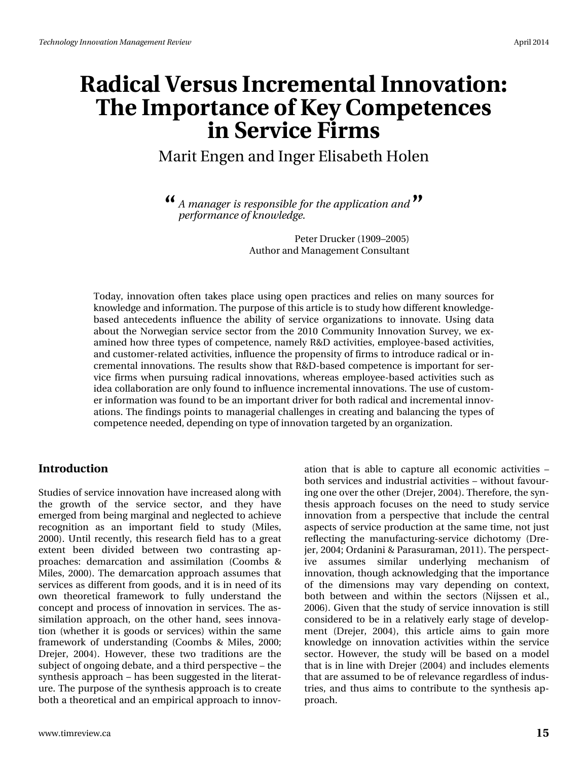# Radical Versus Incremental Innovation: The Importance of Key Competences in Service Firms

Marit Engen and Inger Elisabeth Holen

> *A manager is responsible for the application and performance of knowledge.*
>
> Peter Drucker (1909–2005)
> Author and Management Consultant

Today, innovation often takes place using open practices and relies on many sources for knowledge and information. The purpose of this article is to study how different knowledge-based antecedents influence the ability of service organizations to innovate. Using data about the Norwegian service sector from the 2010 Community Innovation Survey, we examined how three types of competence, namely R&D activities, employee-based activities, and customer-related activities, influence the propensity of firms to introduce radical or incremental innovations. The results show that R&D-based competence is important for service firms when pursuing radical innovations, whereas employee-based activities such as idea collaboration are only found to influence incremental innovations. The use of customer information was found to be an important driver for both radical and incremental innovations. The findings points to managerial challenges in creating and balancing the types of competence needed, depending on type of innovation targeted by an organization.

## Introduction

Studies of service innovation have increased along with the growth of the service sector, and they have emerged from being marginal and neglected to achieve recognition as an important field to study (Miles, 2000). Until recently, this research field has to a great extent been divided between two contrasting approaches: demarcation and assimilation (Coombs & Miles, 2000). The demarcation approach assumes that services as different from goods, and it is in need of its own theoretical framework to fully understand the concept and process of innovation in services. The assimilation approach, on the other hand, sees innovation (whether it is goods or services) within the same framework of understanding (Coombs & Miles, 2000; Drejer, 2004). However, these two traditions are the subject of ongoing debate, and a third perspective – the synthesis approach – has been suggested in the literature. The purpose of the synthesis approach is to create both a theoretical and an empirical approach to innovation that is able to capture all economic activities – both services and industrial activities – without favouring one over the other (Drejer, 2004). Therefore, the synthesis approach focuses on the need to study service innovation from a perspective that include the central aspects of service production at the same time, not just reflecting the manufacturing-service dichotomy (Drejer, 2004; Ordanini & Parasuraman, 2011). The perspective assumes similar underlying mechanism of innovation, though acknowledging that the importance of the dimensions may vary depending on context, both between and within the sectors (Nijssen et al., 2006). Given that the study of service innovation is still considered to be in a relatively early stage of development (Drejer, 2004), this article aims to gain more knowledge on innovation activities within the service sector. However, the study will be based on a model that is in line with Drejer (2004) and includes elements that are assumed to be of relevance regardless of industries, and thus aims to contribute to the synthesis approach.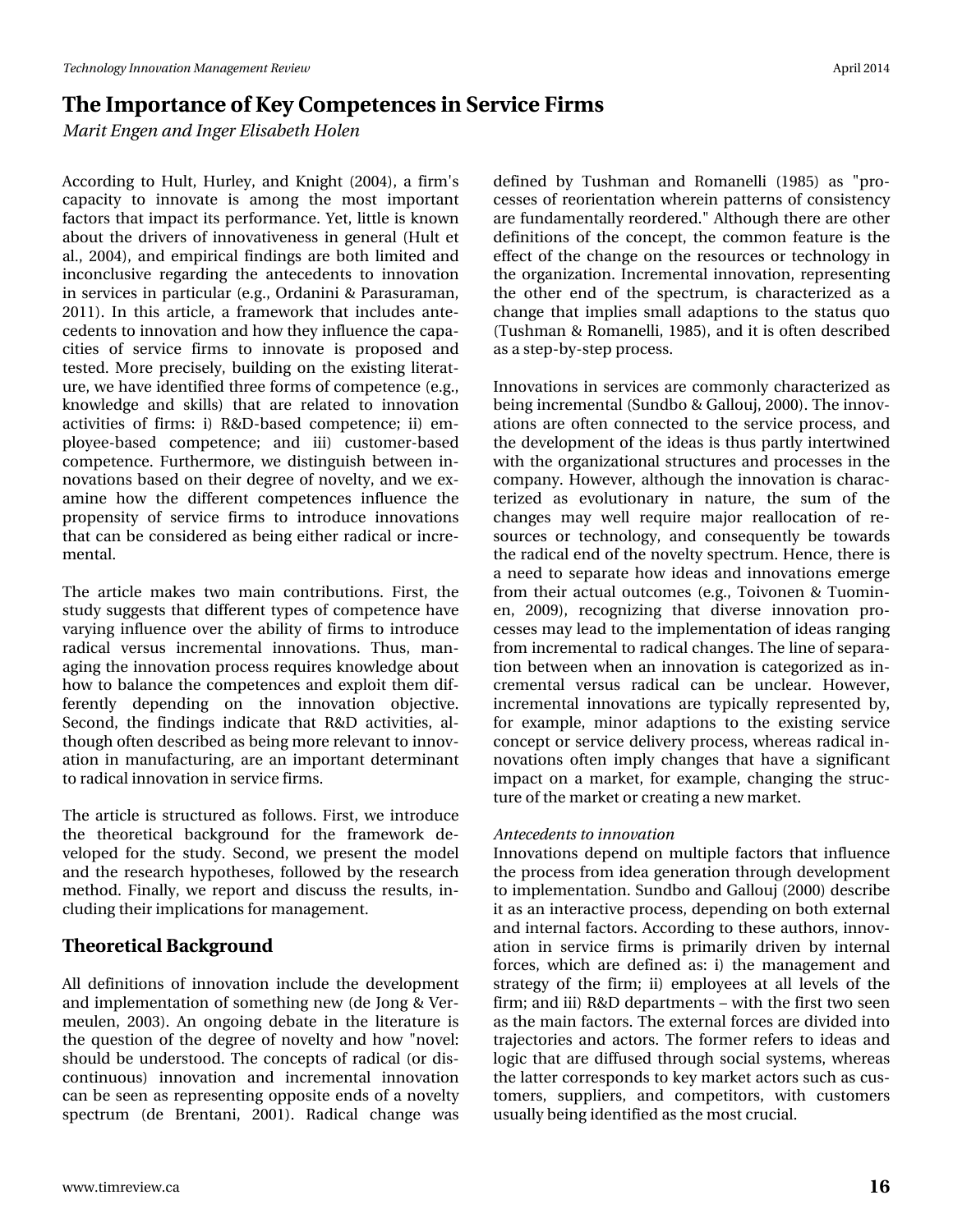# The Importance of Key Competences in Service Firms

*Marit Engen and Inger Elisabeth Holen*

According to Hult, Hurley, and Knight (2004), a firm's capacity to innovate is among the most important factors that impact its performance. Yet, little is known about the drivers of innovativeness in general (Hult et al., 2004), and empirical findings are both limited and inconclusive regarding the antecedents to innovation in services in particular (e.g., Ordanini & Parasuraman, 2011). In this article, a framework that includes antecedents to innovation and how they influence the capacities of service firms to innovate is proposed and tested. More precisely, building on the existing literature, we have identified three forms of competence (e.g., knowledge and skills) that are related to innovation activities of firms: i) R&D-based competence; ii) employee-based competence; and iii) customer-based competence. Furthermore, we distinguish between innovations based on their degree of novelty, and we examine how the different competences influence the propensity of service firms to introduce innovations that can be considered as being either radical or incremental.

The article makes two main contributions. First, the study suggests that different types of competence have varying influence over the ability of firms to introduce radical versus incremental innovations. Thus, managing the innovation process requires knowledge about how to balance the competences and exploit them differently depending on the innovation objective. Second, the findings indicate that R&D activities, although often described as being more relevant to innovation in manufacturing, are an important determinant to radical innovation in service firms.

The article is structured as follows. First, we introduce the theoretical background for the framework developed for the study. Second, we present the model and the research hypotheses, followed by the research method. Finally, we report and discuss the results, including their implications for management.

## Theoretical Background

All definitions of innovation include the development and implementation of something new (de Jong & Vermeulen, 2003). An ongoing debate in the literature is the question of the degree of novelty and how "novel: should be understood. The concepts of radical (or discontinuous) innovation and incremental innovation can be seen as representing opposite ends of a novelty spectrum (de Brentani, 2001). Radical change was defined by Tushman and Romanelli (1985) as "processes of reorientation wherein patterns of consistency are fundamentally reordered." Although there are other definitions of the concept, the common feature is the effect of the change on the resources or technology in the organization. Incremental innovation, representing the other end of the spectrum, is characterized as a change that implies small adaptions to the status quo (Tushman & Romanelli, 1985), and it is often described as a step-by-step process.

Innovations in services are commonly characterized as being incremental (Sundbo & Gallouj, 2000). The innovations are often connected to the service process, and the development of the ideas is thus partly intertwined with the organizational structures and processes in the company. However, although the innovation is characterized as evolutionary in nature, the sum of the changes may well require major reallocation of resources or technology, and consequently be towards the radical end of the novelty spectrum. Hence, there is a need to separate how ideas and innovations emerge from their actual outcomes (e.g., Toivonen & Tuominen, 2009), recognizing that diverse innovation processes may lead to the implementation of ideas ranging from incremental to radical changes. The line of separation between when an innovation is categorized as incremental versus radical can be unclear. However, incremental innovations are typically represented by, for example, minor adaptions to the existing service concept or service delivery process, whereas radical innovations often imply changes that have a significant impact on a market, for example, changing the structure of the market or creating a new market.

### *Antecedents to innovation*

Innovations depend on multiple factors that influence the process from idea generation through development to implementation. Sundbo and Gallouj (2000) describe it as an interactive process, depending on both external and internal factors. According to these authors, innovation in service firms is primarily driven by internal forces, which are defined as: i) the management and strategy of the firm; ii) employees at all levels of the firm; and iii) R&D departments – with the first two seen as the main factors. The external forces are divided into trajectories and actors. The former refers to ideas and logic that are diffused through social systems, whereas the latter corresponds to key market actors such as customers, suppliers, and competitors, with customers usually being identified as the most crucial.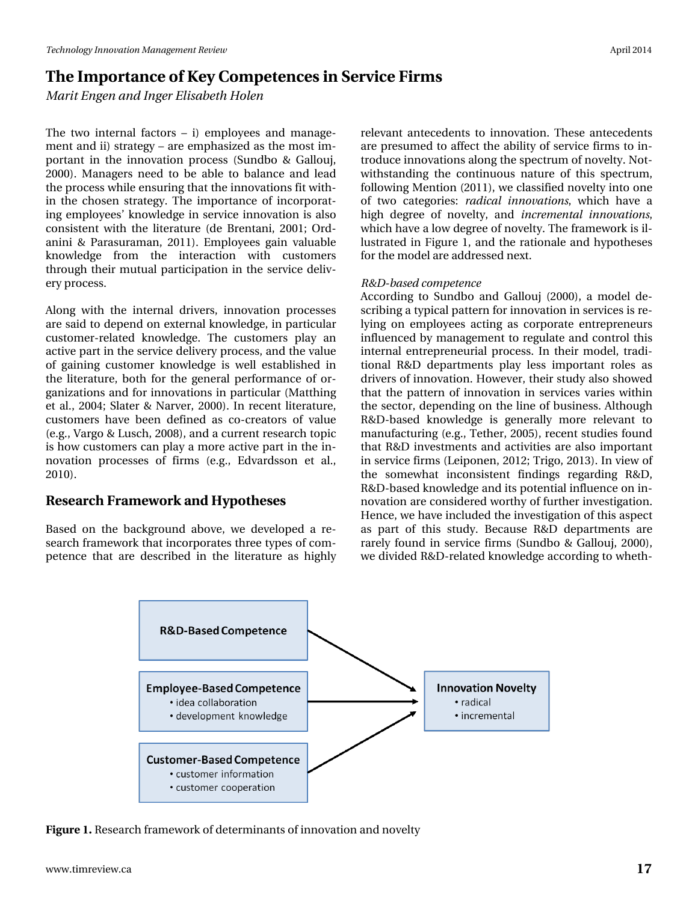The two internal factors – i) employees and management and ii) strategy – are emphasized as the most important in the innovation process (Sundbo & Gallouj, 2000). Managers need to be able to balance and lead the process while ensuring that the innovations fit within the chosen strategy. The importance of incorporating employees' knowledge in service innovation is also consistent with the literature (de Brentani, 2001; Ordanini & Parasuraman, 2011). Employees gain valuable knowledge from the interaction with customers through their mutual participation in the service delivery process.

Along with the internal drivers, innovation processes are said to depend on external knowledge, in particular customer-related knowledge. The customers play an active part in the service delivery process, and the value of gaining customer knowledge is well established in the literature, both for the general performance of organizations and for innovations in particular (Matthing et al., 2004; Slater & Narver, 2000). In recent literature, customers have been defined as co-creators of value (e.g., Vargo & Lusch, 2008), and a current research topic is how customers can play a more active part in the innovation processes of firms (e.g., Edvardsson et al., 2010).

## Research Framework and Hypotheses

Based on the background above, we developed a research framework that incorporates three types of competence that are described in the literature as highly relevant antecedents to innovation. These antecedents are presumed to affect the ability of service firms to introduce innovations along the spectrum of novelty. Notwithstanding the continuous nature of this spectrum, following Mention (2011), we classified novelty into one of two categories: *radical innovations*, which have a high degree of novelty, and *incremental innovations*, which have a low degree of novelty. The framework is illustrated in Figure 1, and the rationale and hypotheses for the model are addressed next.

*R&D-based competence*

According to Sundbo and Gallouj (2000), a model describing a typical pattern for innovation in services is relying on employees acting as corporate entrepreneurs influenced by management to regulate and control this internal entrepreneurial process. In their model, traditional R&D departments play less important roles as drivers of innovation. However, their study also showed that the pattern of innovation in services varies within the sector, depending on the line of business. Although R&D-based knowledge is generally more relevant to manufacturing (e.g., Tether, 2005), recent studies found that R&D investments and activities are also important in service firms (Leiponen, 2012; Trigo, 2013). In view of the somewhat inconsistent findings regarding R&D, R&D-based knowledge and its potential influence on innovation are considered worthy of further investigation. Hence, we have included the investigation of this aspect as part of this study. Because R&D departments are rarely found in service firms (Sundbo & Gallouj, 2000), we divided R&D-related knowledge according to wheth-

R&D-Based Competence

Employee-Based Competence
- idea collaboration
- development knowledge

Customer-Based Competence
- customer information
- customer cooperation

Innovation Novelty
- radical
- incremental

**Figure 1.** Research framework of determinants of innovation and novelty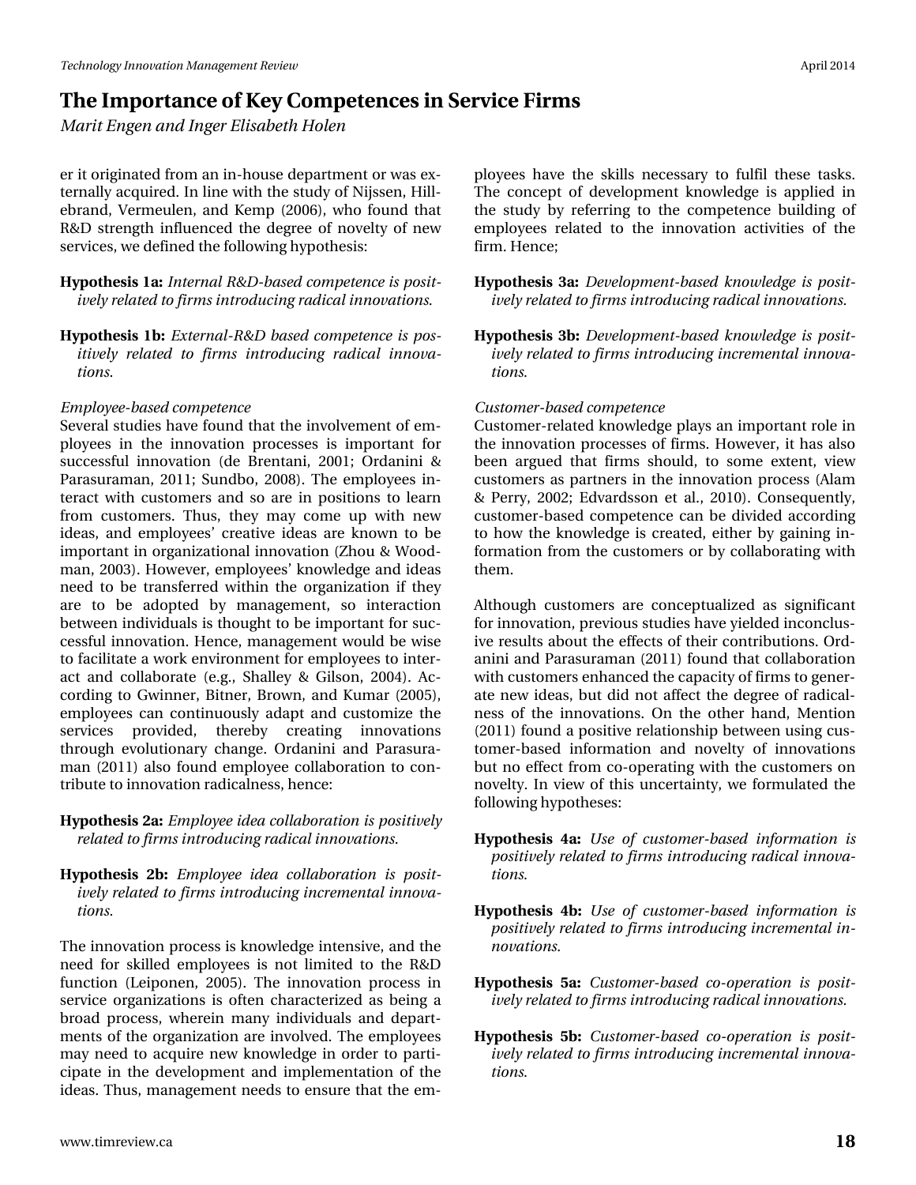er it originated from an in-house department or was externally acquired. In line with the study of Nijssen, Hillebrand, Vermeulen, and Kemp (2006), who found that R&D strength influenced the degree of novelty of new services, we defined the following hypothesis:

**Hypothesis 1a:** *Internal R&D-based competence is positively related to firms introducing radical innovations.*

**Hypothesis 1b:** *External-R&D based competence is positively related to firms introducing radical innovations.*

*Employee-based competence*

Several studies have found that the involvement of employees in the innovation processes is important for successful innovation (de Brentani, 2001; Ordanini & Parasuraman, 2011; Sundbo, 2008). The employees interact with customers and so are in positions to learn from customers. Thus, they may come up with new ideas, and employees' creative ideas are known to be important in organizational innovation (Zhou & Woodman, 2003). However, employees' knowledge and ideas need to be transferred within the organization if they are to be adopted by management, so interaction between individuals is thought to be important for successful innovation. Hence, management would be wise to facilitate a work environment for employees to interact and collaborate (e.g., Shalley & Gilson, 2004). According to Gwinner, Bitner, Brown, and Kumar (2005), employees can continuously adapt and customize the services provided, thereby creating innovations through evolutionary change. Ordanini and Parasuraman (2011) also found employee collaboration to contribute to innovation radicalness, hence:

**Hypothesis 2a:** *Employee idea collaboration is positively related to firms introducing radical innovations.*

**Hypothesis 2b:** *Employee idea collaboration is positively related to firms introducing incremental innovations.*

The innovation process is knowledge intensive, and the need for skilled employees is not limited to the R&D function (Leiponen, 2005). The innovation process in service organizations is often characterized as being a broad process, wherein many individuals and departments of the organization are involved. The employees may need to acquire new knowledge in order to participate in the development and implementation of the ideas. Thus, management needs to ensure that the employees have the skills necessary to fulfil these tasks. The concept of development knowledge is applied in the study by referring to the competence building of employees related to the innovation activities of the firm. Hence;

**Hypothesis 3a:** *Development-based knowledge is positively related to firms introducing radical innovations.*

**Hypothesis 3b:** *Development-based knowledge is positively related to firms introducing incremental innovations.*

*Customer-based competence*

Customer-related knowledge plays an important role in the innovation processes of firms. However, it has also been argued that firms should, to some extent, view customers as partners in the innovation process (Alam & Perry, 2002; Edvardsson et al., 2010). Consequently, customer-based competence can be divided according to how the knowledge is created, either by gaining information from the customers or by collaborating with them.

Although customers are conceptualized as significant for innovation, previous studies have yielded inconclusive results about the effects of their contributions. Ordanini and Parasuraman (2011) found that collaboration with customers enhanced the capacity of firms to generate new ideas, but did not affect the degree of radicalness of the innovations. On the other hand, Mention (2011) found a positive relationship between using customer-based information and novelty of innovations but no effect from co-operating with the customers on novelty. In view of this uncertainty, we formulated the following hypotheses:

**Hypothesis 4a:** *Use of customer-based information is positively related to firms introducing radical innovations.*

**Hypothesis 4b:** *Use of customer-based information is positively related to firms introducing incremental innovations.*

**Hypothesis 5a:** *Customer-based co-operation is positively related to firms introducing radical innovations.*

**Hypothesis 5b:** *Customer-based co-operation is positively related to firms introducing incremental innovations.*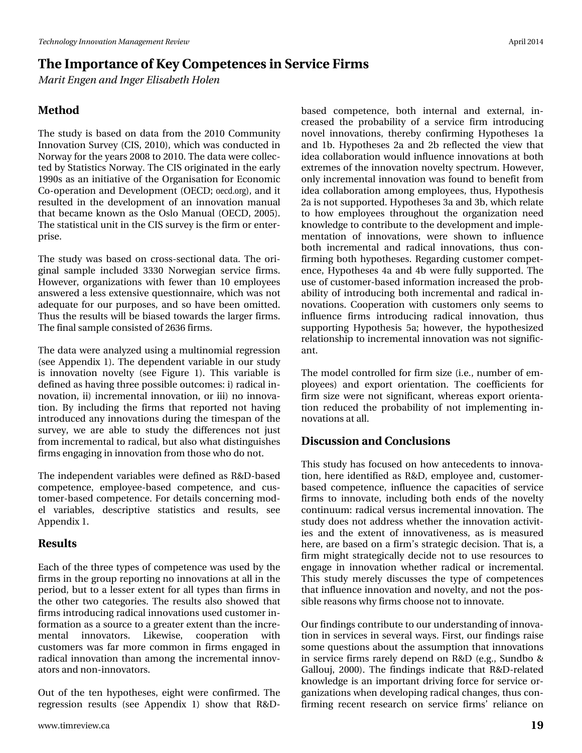## Method

The study is based on data from the 2010 Community Innovation Survey (CIS, 2010), which was conducted in Norway for the years 2008 to 2010. The data were collected by Statistics Norway. The CIS originated in the early 1990s as an initiative of the Organisation for Economic Co-operation and Development (OECD; oecd.org), and it resulted in the development of an innovation manual that became known as the Oslo Manual (OECD, 2005). The statistical unit in the CIS survey is the firm or enterprise.

The study was based on cross-sectional data. The original sample included 3330 Norwegian service firms. However, organizations with fewer than 10 employees answered a less extensive questionnaire, which was not adequate for our purposes, and so have been omitted. Thus the results will be biased towards the larger firms. The final sample consisted of 2636 firms.

The data were analyzed using a multinomial regression (see Appendix 1). The dependent variable in our study is innovation novelty (see Figure 1). This variable is defined as having three possible outcomes: i) radical innovation, ii) incremental innovation, or iii) no innovation. By including the firms that reported not having introduced any innovations during the timespan of the survey, we are able to study the differences not just from incremental to radical, but also what distinguishes firms engaging in innovation from those who do not.

The independent variables were defined as R&D-based competence, employee-based competence, and customer-based competence. For details concerning model variables, descriptive statistics and results, see Appendix 1.

## Results

Each of the three types of competence was used by the firms in the group reporting no innovations at all in the period, but to a lesser extent for all types than firms in the other two categories. The results also showed that firms introducing radical innovations used customer information as a source to a greater extent than the incremental innovators. Likewise, cooperation with customers was far more common in firms engaged in radical innovation than among the incremental innovators and non-innovators.

Out of the ten hypotheses, eight were confirmed. The regression results (see Appendix 1) show that R&D-based competence, both internal and external, increased the probability of a service firm introducing novel innovations, thereby confirming Hypotheses 1a and 1b. Hypotheses 2a and 2b reflected the view that idea collaboration would influence innovations at both extremes of the innovation novelty spectrum. However, only incremental innovation was found to benefit from idea collaboration among employees, thus, Hypothesis 2a is not supported. Hypotheses 3a and 3b, which relate to how employees throughout the organization need knowledge to contribute to the development and implementation of innovations, were shown to influence both incremental and radical innovations, thus confirming both hypotheses. Regarding customer competence, Hypotheses 4a and 4b were fully supported. The use of customer-based information increased the probability of introducing both incremental and radical innovations. Cooperation with customers only seems to influence firms introducing radical innovation, thus supporting Hypothesis 5a; however, the hypothesized relationship to incremental innovation was not significant.

The model controlled for firm size (i.e., number of employees) and export orientation. The coefficients for firm size were not significant, whereas export orientation reduced the probability of not implementing innovations at all.

## Discussion and Conclusions

This study has focused on how antecedents to innovation, here identified as R&D, employee and, customer-based competence, influence the capacities of service firms to innovate, including both ends of the novelty continuum: radical versus incremental innovation. The study does not address whether the innovation activities and the extent of innovativeness, as is measured here, are based on a firm's strategic decision. That is, a firm might strategically decide not to use resources to engage in innovation whether radical or incremental. This study merely discusses the type of competences that influence innovation and novelty, and not the possible reasons why firms choose not to innovate.

Our findings contribute to our understanding of innovation in services in several ways. First, our findings raise some questions about the assumption that innovations in service firms rarely depend on R&D (e.g., Sundbo & Gallouj, 2000). The findings indicate that R&D-related knowledge is an important driving force for service organizations when developing radical changes, thus confirming recent research on service firms' reliance on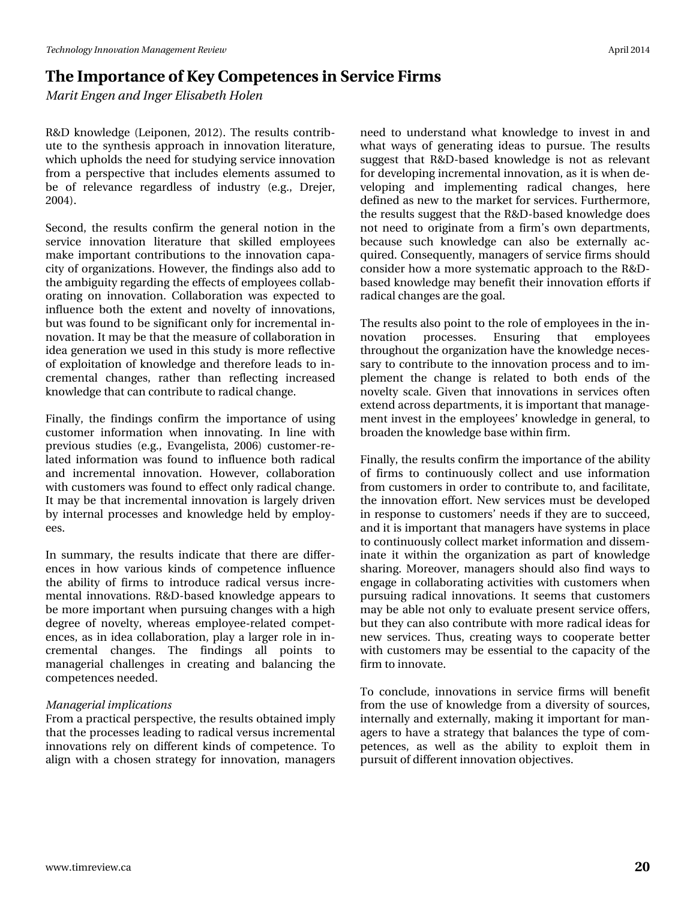R&D knowledge (Leiponen, 2012). The results contribute to the synthesis approach in innovation literature, which upholds the need for studying service innovation from a perspective that includes elements assumed to be of relevance regardless of industry (e.g., Drejer, 2004).

Second, the results confirm the general notion in the service innovation literature that skilled employees make important contributions to the innovation capacity of organizations. However, the findings also add to the ambiguity regarding the effects of employees collaborating on innovation. Collaboration was expected to influence both the extent and novelty of innovations, but was found to be significant only for incremental innovation. It may be that the measure of collaboration in idea generation we used in this study is more reflective of exploitation of knowledge and therefore leads to incremental changes, rather than reflecting increased knowledge that can contribute to radical change.

Finally, the findings confirm the importance of using customer information when innovating. In line with previous studies (e.g., Evangelista, 2006) customer-related information was found to influence both radical and incremental innovation. However, collaboration with customers was found to effect only radical change. It may be that incremental innovation is largely driven by internal processes and knowledge held by employees.

In summary, the results indicate that there are differences in how various kinds of competence influence the ability of firms to introduce radical versus incremental innovations. R&D-based knowledge appears to be more important when pursuing changes with a high degree of novelty, whereas employee-related competences, as in idea collaboration, play a larger role in incremental changes. The findings all points to managerial challenges in creating and balancing the competences needed.

*Managerial implications*

From a practical perspective, the results obtained imply that the processes leading to radical versus incremental innovations rely on different kinds of competence. To align with a chosen strategy for innovation, managers need to understand what knowledge to invest in and what ways of generating ideas to pursue. The results suggest that R&D-based knowledge is not as relevant for developing incremental innovation, as it is when developing and implementing radical changes, here defined as new to the market for services. Furthermore, the results suggest that the R&D-based knowledge does not need to originate from a firm's own departments, because such knowledge can also be externally acquired. Consequently, managers of service firms should consider how a more systematic approach to the R&D-based knowledge may benefit their innovation efforts if radical changes are the goal.

The results also point to the role of employees in the innovation processes. Ensuring that employees throughout the organization have the knowledge necessary to contribute to the innovation process and to implement the change is related to both ends of the novelty scale. Given that innovations in services often extend across departments, it is important that management invest in the employees' knowledge in general, to broaden the knowledge base within firm.

Finally, the results confirm the importance of the ability of firms to continuously collect and use information from customers in order to contribute to, and facilitate, the innovation effort. New services must be developed in response to customers' needs if they are to succeed, and it is important that managers have systems in place to continuously collect market information and disseminate it within the organization as part of knowledge sharing. Moreover, managers should also find ways to engage in collaborating activities with customers when pursuing radical innovations. It seems that customers may be able not only to evaluate present service offers, but they can also contribute with more radical ideas for new services. Thus, creating ways to cooperate better with customers may be essential to the capacity of the firm to innovate.

To conclude, innovations in service firms will benefit from the use of knowledge from a diversity of sources, internally and externally, making it important for managers to have a strategy that balances the type of competences, as well as the ability to exploit them in pursuit of different innovation objectives.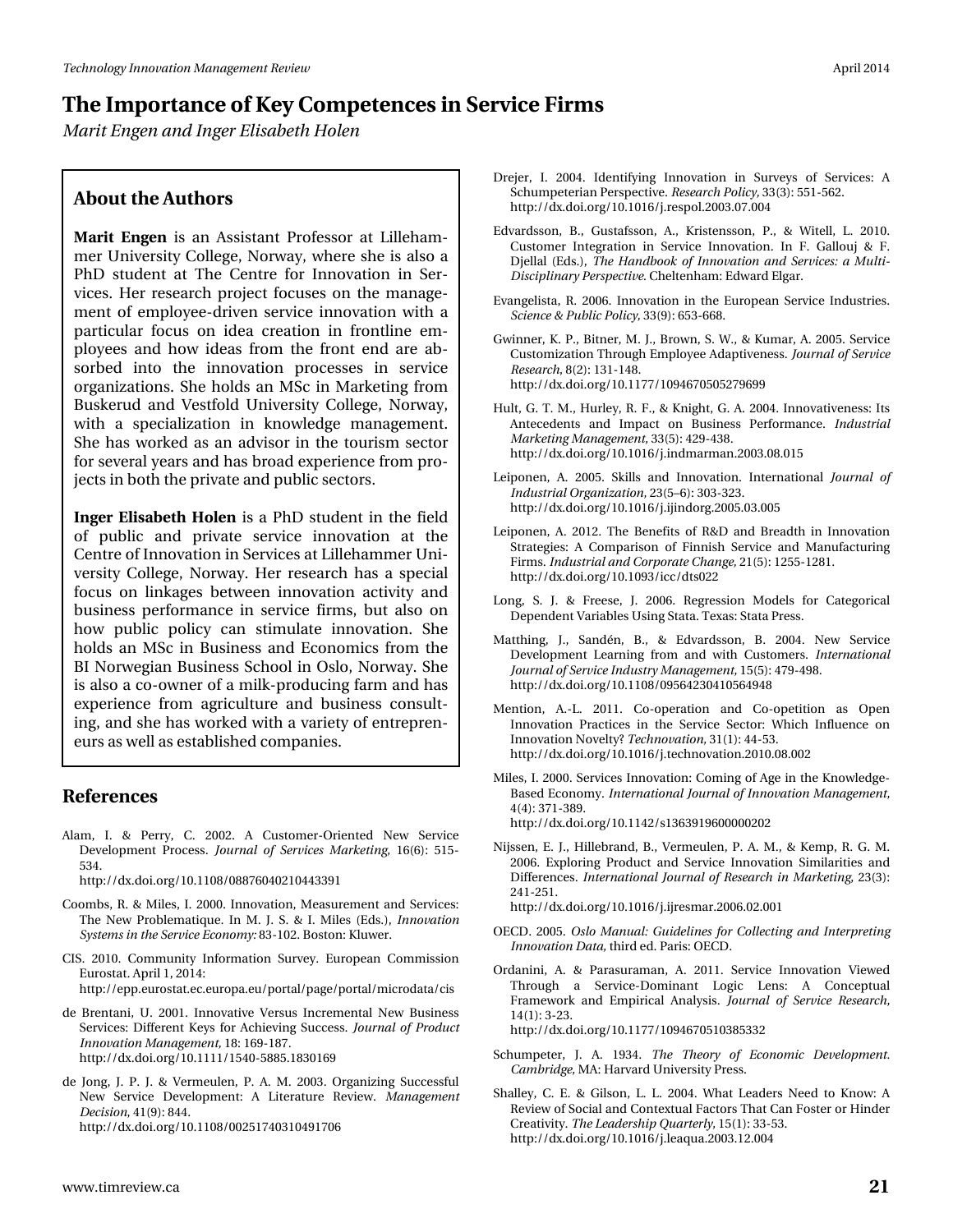## About the Authors

**Marit Engen** is an Assistant Professor at Lillehammer University College, Norway, where she is also a PhD student at The Centre for Innovation in Services. Her research project focuses on the management of employee-driven service innovation with a particular focus on idea creation in frontline employees and how ideas from the front end are absorbed into the innovation processes in service organizations. She holds an MSc in Marketing from Buskerud and Vestfold University College, Norway, with a specialization in knowledge management. She has worked as an advisor in the tourism sector for several years and has broad experience from projects in both the private and public sectors.

**Inger Elisabeth Holen** is a PhD student in the field of public and private service innovation at the Centre of Innovation in Services at Lillehammer University College, Norway. Her research has a special focus on linkages between innovation activity and business performance in service firms, but also on how public policy can stimulate innovation. She holds an MSc in Business and Economics from the BI Norwegian Business School in Oslo, Norway. She is also a co-owner of a milk-producing farm and has experience from agriculture and business consulting, and she has worked with a variety of entrepreneurs as well as established companies.

## References

Alam, I. & Perry, C. 2002. A Customer-Oriented New Service Development Process. *Journal of Services Marketing,* 16(6): 515-534.
http://dx.doi.org/10.1108/08876040210443391

Coombs, R. & Miles, I. 2000. Innovation, Measurement and Services: The New Problematique. In M. J. S. & I. Miles (Eds.), *Innovation Systems in the Service Economy:* 83-102. Boston: Kluwer.

CIS. 2010. Community Information Survey. European Commission Eurostat. April 1, 2014:
http://epp.eurostat.ec.europa.eu/portal/page/portal/microdata/cis

de Brentani, U. 2001. Innovative Versus Incremental New Business Services: Different Keys for Achieving Success. *Journal of Product Innovation Management,* 18: 169-187.
http://dx.doi.org/10.1111/1540-5885.1830169

de Jong, J. P. J. & Vermeulen, P. A. M. 2003. Organizing Successful New Service Development: A Literature Review. *Management Decision,* 41(9): 844.
http://dx.doi.org/10.1108/00251740310491706

Drejer, I. 2004. Identifying Innovation in Surveys of Services: A Schumpeterian Perspective. *Research Policy,* 33(3): 551-562.
http://dx.doi.org/10.1016/j.respol.2003.07.004

Edvardsson, B., Gustafsson, A., Kristensson, P., & Witell, L. 2010. Customer Integration in Service Innovation. In F. Gallouj & F. Djellal (Eds.), *The Handbook of Innovation and Services: a Multi-Disciplinary Perspective.* Cheltenham: Edward Elgar.

Evangelista, R. 2006. Innovation in the European Service Industries. *Science & Public Policy,* 33(9): 653-668.

Gwinner, K. P., Bitner, M. J., Brown, S. W., & Kumar, A. 2005. Service Customization Through Employee Adaptiveness. *Journal of Service Research,* 8(2): 131-148.
http://dx.doi.org/10.1177/1094670505279699

Hult, G. T. M., Hurley, R. F., & Knight, G. A. 2004. Innovativeness: Its Antecedents and Impact on Business Performance. *Industrial Marketing Management,* 33(5): 429-438.
http://dx.doi.org/10.1016/j.indmarman.2003.08.015

Leiponen, A. 2005. Skills and Innovation. International *Journal of Industrial Organization,* 23(5–6): 303-323.
http://dx.doi.org/10.1016/j.ijindorg.2005.03.005

Leiponen, A. 2012. The Benefits of R&D and Breadth in Innovation Strategies: A Comparison of Finnish Service and Manufacturing Firms. *Industrial and Corporate Change,* 21(5): 1255-1281.
http://dx.doi.org/10.1093/icc/dts022

Long, S. J. & Freese, J. 2006. Regression Models for Categorical Dependent Variables Using Stata. Texas: Stata Press.

Matthing, J., Sandén, B., & Edvardsson, B. 2004. New Service Development Learning from and with Customers. *International Journal of Service Industry Management,* 15(5): 479-498.
http://dx.doi.org/10.1108/09564230410564948

Mention, A.-L. 2011. Co-operation and Co-opetition as Open Innovation Practices in the Service Sector: Which Influence on Innovation Novelty? *Technovation,* 31(1): 44-53.
http://dx.doi.org/10.1016/j.technovation.2010.08.002

Miles, I. 2000. Services Innovation: Coming of Age in the Knowledge-Based Economy. *International Journal of Innovation Management,* 4(4): 371-389.
http://dx.doi.org/10.1142/s1363919600000202

Nijssen, E. J., Hillebrand, B., Vermeulen, P. A. M., & Kemp, R. G. M. 2006. Exploring Product and Service Innovation Similarities and Differences. *International Journal of Research in Marketing,* 23(3): 241-251.
http://dx.doi.org/10.1016/j.ijresmar.2006.02.001

OECD. 2005. *Oslo Manual: Guidelines for Collecting and Interpreting Innovation Data,* third ed. Paris: OECD.

Ordanini, A. & Parasuraman, A. 2011. Service Innovation Viewed Through a Service-Dominant Logic Lens: A Conceptual Framework and Empirical Analysis. *Journal of Service Research,* 14(1): 3-23.
http://dx.doi.org/10.1177/1094670510385332

Schumpeter, J. A. 1934. *The Theory of Economic Development. Cambridge,* MA: Harvard University Press.

Shalley, C. E. & Gilson, L. L. 2004. What Leaders Need to Know: A Review of Social and Contextual Factors That Can Foster or Hinder Creativity. *The Leadership Quarterly,* 15(1): 33-53.
http://dx.doi.org/10.1016/j.leaqua.2003.12.004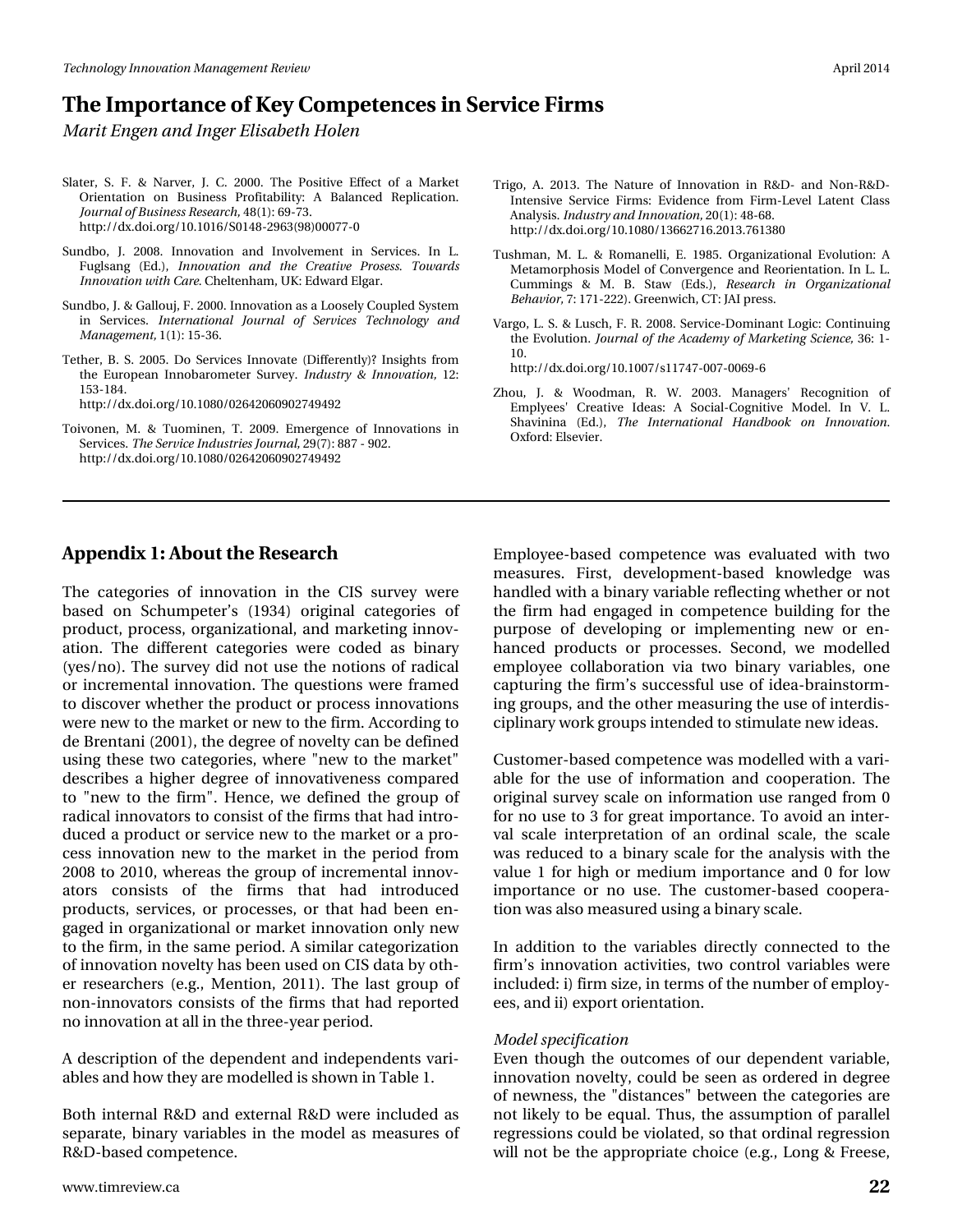Slater, S. F. & Narver, J. C. 2000. The Positive Effect of a Market Orientation on Business Profitability: A Balanced Replication. *Journal of Business Research,* 48(1): 69-73. http://dx.doi.org/10.1016/S0148-2963(98)00077-0

Sundbo, J. 2008. Innovation and Involvement in Services. In L. Fuglsang (Ed.), *Innovation and the Creative Prosess. Towards Innovation with Care*. Cheltenham, UK: Edward Elgar.

Sundbo, J. & Gallouj, F. 2000. Innovation as a Loosely Coupled System in Services. *International Journal of Services Technology and Management,* 1(1): 15-36.

Tether, B. S. 2005. Do Services Innovate (Differently)? Insights from the European Innobarometer Survey. *Industry & Innovation,* 12: 153-184. http://dx.doi.org/10.1080/02642060902749492

Toivonen, M. & Tuominen, T. 2009. Emergence of Innovations in Services. *The Service Industries Journal,* 29(7): 887 - 902. http://dx.doi.org/10.1080/02642060902749492

Trigo, A. 2013. The Nature of Innovation in R&D- and Non-R&D-Intensive Service Firms: Evidence from Firm-Level Latent Class Analysis. *Industry and Innovation,* 20(1): 48-68. http://dx.doi.org/10.1080/13662716.2013.761380

Tushman, M. L. & Romanelli, E. 1985. Organizational Evolution: A Metamorphosis Model of Convergence and Reorientation. In L. L. Cummings & M. B. Staw (Eds.), *Research in Organizational Behavior,* 7: 171-222). Greenwich, CT: JAI press.

Vargo, L. S. & Lusch, F. R. 2008. Service-Dominant Logic: Continuing the Evolution. *Journal of the Academy of Marketing Science,* 36: 1-10. http://dx.doi.org/10.1007/s11747-007-0069-6

Zhou, J. & Woodman, R. W. 2003. Managers' Recognition of Emplyees' Creative Ideas: A Social-Cognitive Model. In V. L. Shavinina (Ed.), *The International Handbook on Innovation*. Oxford: Elsevier.

## Appendix 1: About the Research

The categories of innovation in the CIS survey were based on Schumpeter's (1934) original categories of product, process, organizational, and marketing innovation. The different categories were coded as binary (yes/no). The survey did not use the notions of radical or incremental innovation. The questions were framed to discover whether the product or process innovations were new to the market or new to the firm. According to de Brentani (2001), the degree of novelty can be defined using these two categories, where "new to the market" describes a higher degree of innovativeness compared to "new to the firm". Hence, we defined the group of radical innovators to consist of the firms that had introduced a product or service new to the market or a process innovation new to the market in the period from 2008 to 2010, whereas the group of incremental innovators consists of the firms that had introduced products, services, or processes, or that had been engaged in organizational or market innovation only new to the firm, in the same period. A similar categorization of innovation novelty has been used on CIS data by other researchers (e.g., Mention, 2011). The last group of non-innovators consists of the firms that had reported no innovation at all in the three-year period.

A description of the dependent and independents variables and how they are modelled is shown in Table 1.

Both internal R&D and external R&D were included as separate, binary variables in the model as measures of R&D-based competence.

Employee-based competence was evaluated with two measures. First, development-based knowledge was handled with a binary variable reflecting whether or not the firm had engaged in competence building for the purpose of developing or implementing new or enhanced products or processes. Second, we modelled employee collaboration via two binary variables, one capturing the firm's successful use of idea-brainstorming groups, and the other measuring the use of interdisciplinary work groups intended to stimulate new ideas.

Customer-based competence was modelled with a variable for the use of information and cooperation. The original survey scale on information use ranged from 0 for no use to 3 for great importance. To avoid an interval scale interpretation of an ordinal scale, the scale was reduced to a binary scale for the analysis with the value 1 for high or medium importance and 0 for low importance or no use. The customer-based cooperation was also measured using a binary scale.

In addition to the variables directly connected to the firm's innovation activities, two control variables were included: i) firm size, in terms of the number of employees, and ii) export orientation.

*Model specification*

Even though the outcomes of our dependent variable, innovation novelty, could be seen as ordered in degree of newness, the "distances" between the categories are not likely to be equal. Thus, the assumption of parallel regressions could be violated, so that ordinal regression will not be the appropriate choice (e.g., Long & Freese,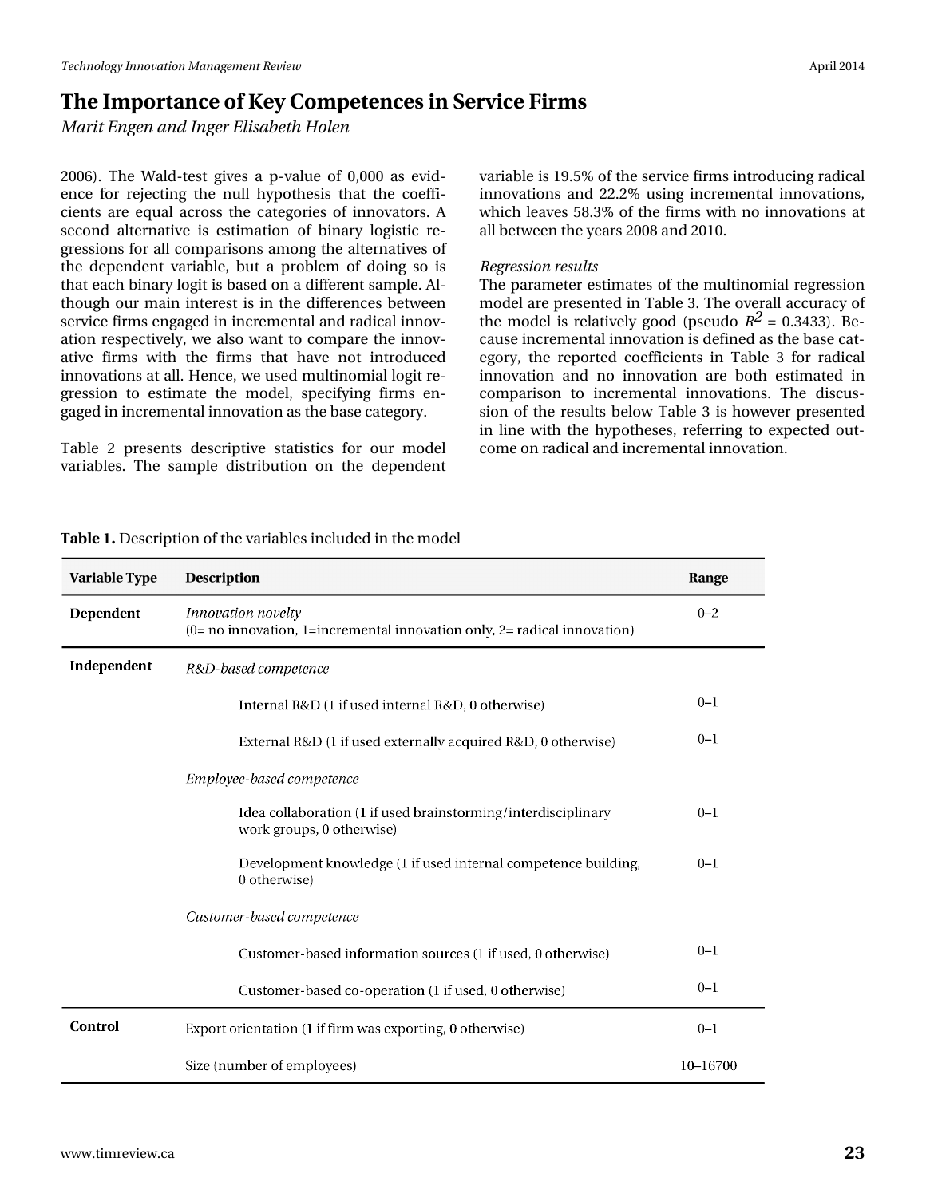2006). The Wald-test gives a p-value of 0,000 as evidence for rejecting the null hypothesis that the coefficients are equal across the categories of innovators. A second alternative is estimation of binary logistic regressions for all comparisons among the alternatives of the dependent variable, but a problem of doing so is that each binary logit is based on a different sample. Although our main interest is in the differences between service firms engaged in incremental and radical innovation respectively, we also want to compare the innovative firms with the firms that have not introduced innovations at all. Hence, we used multinomial logit regression to estimate the model, specifying firms engaged in incremental innovation as the base category.

Table 2 presents descriptive statistics for our model variables. The sample distribution on the dependent variable is 19.5% of the service firms introducing radical innovations and 22.2% using incremental innovations, which leaves 58.3% of the firms with no innovations at all between the years 2008 and 2010.

*Regression results*

The parameter estimates of the multinomial regression model are presented in Table 3. The overall accuracy of the model is relatively good (pseudo $R^2$ = 0.3433). Because incremental innovation is defined as the base category, the reported coefficients in Table 3 for radical innovation and no innovation are both estimated in comparison to incremental innovations. The discussion of the results below Table 3 is however presented in line with the hypotheses, referring to expected outcome on radical and incremental innovation.

**Table 1.** Description of the variables included in the model

| Variable Type | Description | Range |
|---|---|---|
| **Dependent** | *Innovation novelty* (0= no innovation, 1=incremental innovation only, 2= radical innovation) | 0–2 |
| **Independent** | *R&D-based competence* | |
| | Internal R&D (1 if used internal R&D, 0 otherwise) | 0–1 |
| | External R&D (1 if used externally acquired R&D, 0 otherwise) | 0–1 |
| | *Employee-based competence* | |
| | Idea collaboration (1 if used brainstorming/interdisciplinary work groups, 0 otherwise) | 0–1 |
| | Development knowledge (1 if used internal competence building, 0 otherwise) | 0–1 |
| | *Customer-based competence* | |
| | Customer-based information sources (1 if used, 0 otherwise) | 0–1 |
| | Customer-based co-operation (1 if used, 0 otherwise) | 0–1 |
| **Control** | Export orientation (1 if firm was exporting, 0 otherwise) | 0–1 |
| | Size (number of employees) | 10–16700 |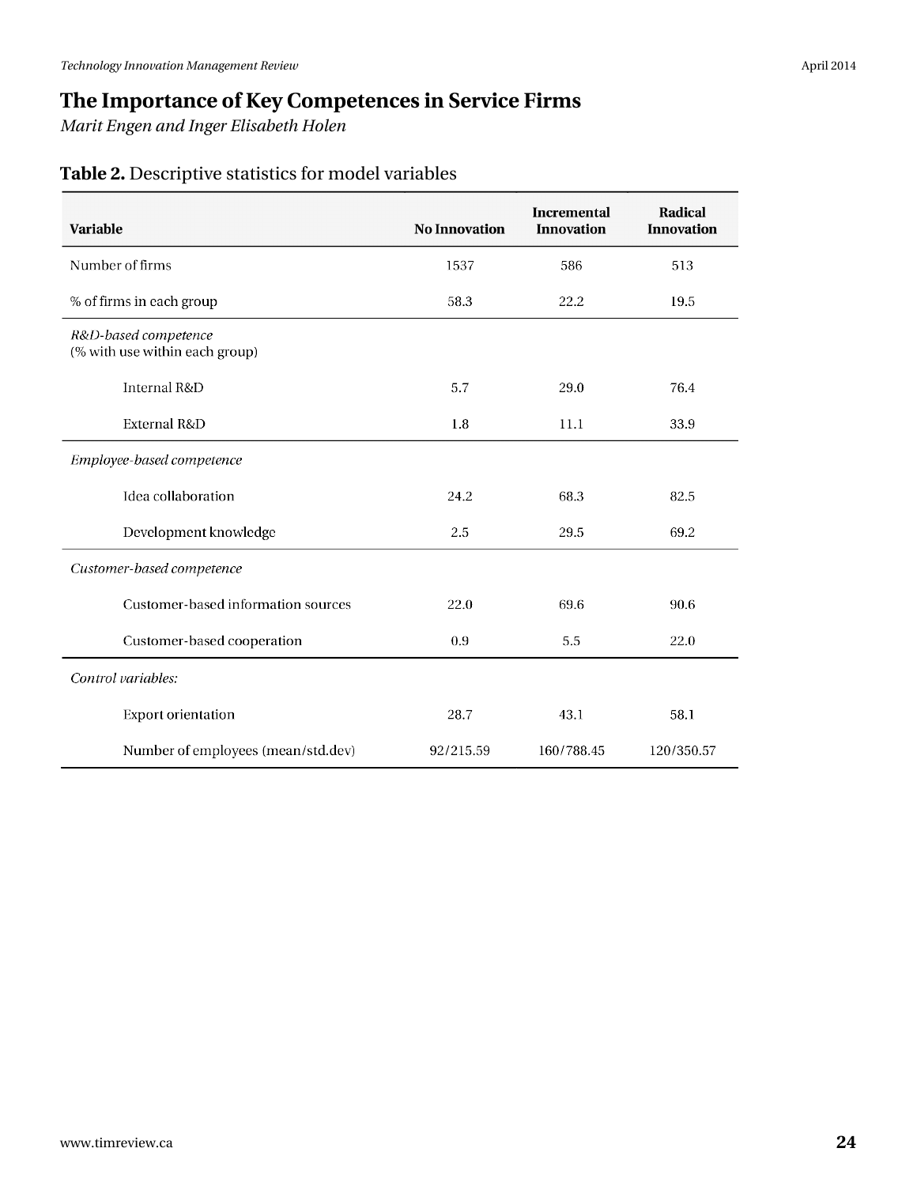**Table 2.** Descriptive statistics for model variables

| Variable | No Innovation | Incremental Innovation | Radical Innovation |
|---|---|---|---|
| Number of firms | 1537 | 586 | 513 |
| % of firms in each group | 58.3 | 22.2 | 19.5 |
| *R&D-based competence* (% with use within each group) | | | |
| Internal R&D | 5.7 | 29.0 | 76.4 |
| External R&D | 1.8 | 11.1 | 33.9 |
| *Employee-based competence* | | | |
| Idea collaboration | 24.2 | 68.3 | 82.5 |
| Development knowledge | 2.5 | 29.5 | 69.2 |
| *Customer-based competence* | | | |
| Customer-based information sources | 22.0 | 69.6 | 90.6 |
| Customer-based cooperation | 0.9 | 5.5 | 22.0 |
| *Control variables:* | | | |
| Export orientation | 28.7 | 43.1 | 58.1 |
| Number of employees (mean/std.dev) | 92/215.59 | 160/788.45 | 120/350.57 |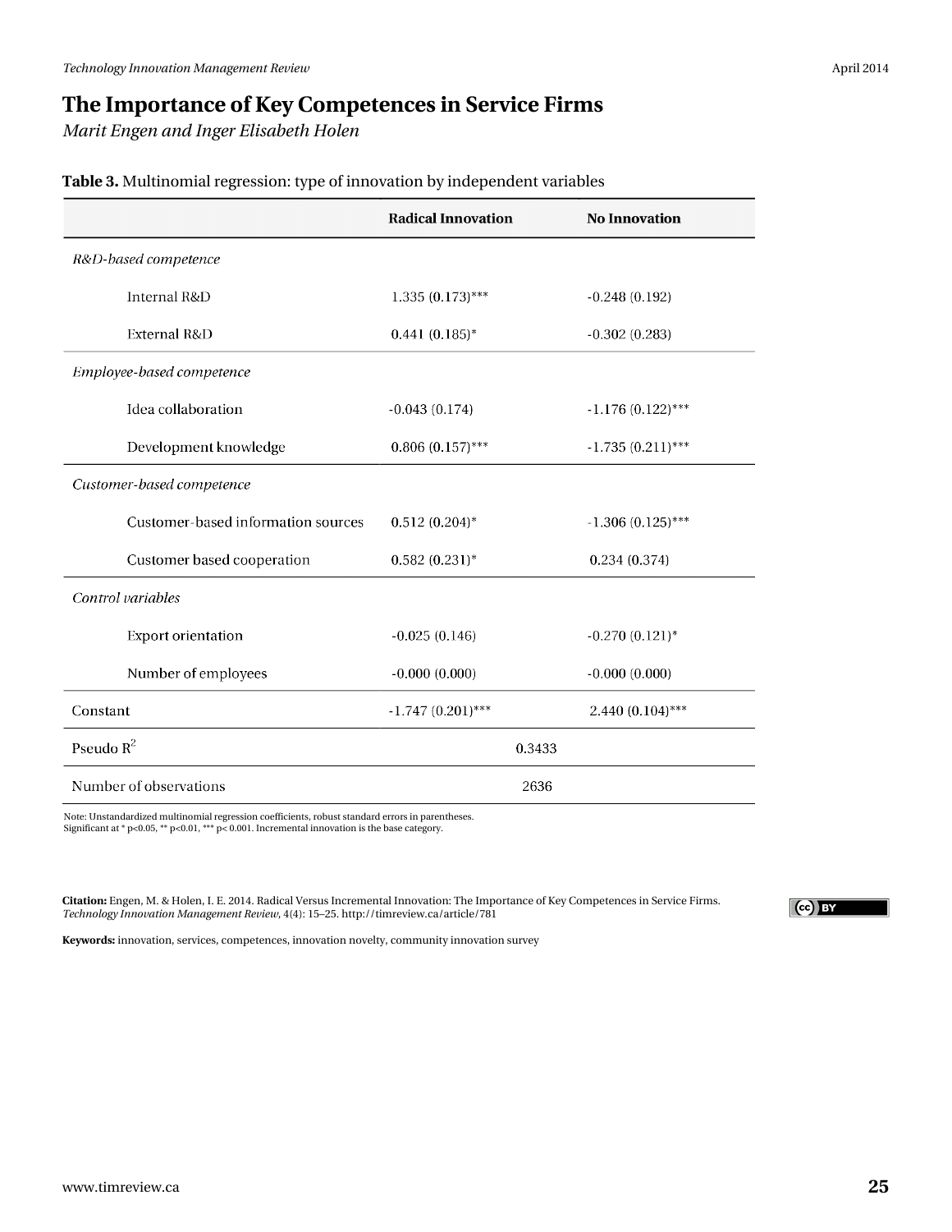**Table 3.** Multinomial regression: type of innovation by independent variables

| | Radical Innovation | No Innovation |
|---|---|---|
| *R&D-based competence* | | |
| Internal R&D | 1.335 (0.173)*** | -0.248 (0.192) |
| External R&D | 0.441 (0.185)* | -0.302 (0.283) |
| *Employee-based competence* | | |
| Idea collaboration | -0.043 (0.174) | -1.176 (0.122)*** |
| Development knowledge | 0.806 (0.157)*** | -1.735 (0.211)*** |
| *Customer-based competence* | | |
| Customer-based information sources | 0.512 (0.204)* | -1.306 (0.125)*** |
| Customer based cooperation | 0.582 (0.231)* | 0.234 (0.374) |
| *Control variables* | | |
| Export orientation | -0.025 (0.146) | -0.270 (0.121)* |
| Number of employees | -0.000 (0.000) | -0.000 (0.000) |
| Constant | -1.747 (0.201)*** | 2.440 (0.104)*** |
| Pseudo $R^2$ | 0.3433 | |
| Number of observations | 2636 | |

Note: Unstandardized multinomial regression coefficients, robust standard errors in parentheses.
Significant at * $p<0.05$, ** $p<0.01$, *** $p<0.001$. Incremental innovation is the base category.

**Citation:** Engen, M. & Holen, I. E. 2014. Radical Versus Incremental Innovation: The Importance of Key Competences in Service Firms. *Technology Innovation Management Review*, 4(4): 15–25. http://timreview.ca/article/781

**Keywords:** innovation, services, competences, innovation novelty, community innovation survey